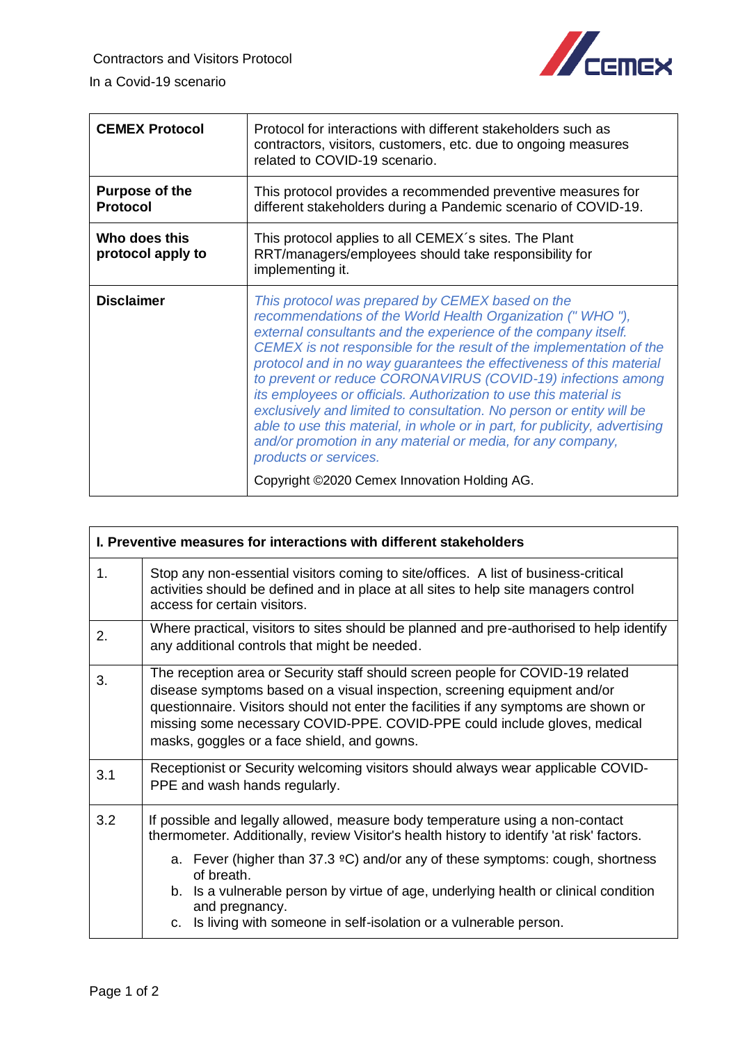Contractors and Visitors Protocol

In a Covid-19 scenario

| **CEMEX Protocol** | Protocol for interactions with different stakeholders such as contractors, visitors, customers, etc. due to ongoing measures related to COVID-19 scenario. |
| --- | --- |
| **Purpose of the Protocol** | This protocol provides a recommended preventive measures for different stakeholders during a Pandemic scenario of COVID-19. |
| **Who does this protocol apply to** | This protocol applies to all CEMEX´s sites. The Plant RRT/managers/employees should take responsibility for implementing it. |
| **Disclaimer** | *This protocol was prepared by CEMEX based on the recommendations of the World Health Organization (" WHO "), external consultants and the experience of the company itself. CEMEX is not responsible for the result of the implementation of the protocol and in no way guarantees the effectiveness of this material to prevent or reduce CORONAVIRUS (COVID-19) infections among its employees or officials. Authorization to use this material is exclusively and limited to consultation. No person or entity will be able to use this material, in whole or in part, for publicity, advertising and/or promotion in any material or media, for any company, products or services.* <br><br> Copyright ©2020 Cemex Innovation Holding AG. |

| **I. Preventive measures for interactions with different stakeholders** | |
| --- | --- |
| 1. | Stop any non-essential visitors coming to site/offices. A list of business-critical activities should be defined and in place at all sites to help site managers control access for certain visitors. |
| 2. | Where practical, visitors to sites should be planned and pre-authorised to help identify any additional controls that might be needed. |
| 3. | The reception area or Security staff should screen people for COVID-19 related disease symptoms based on a visual inspection, screening equipment and/or questionnaire. Visitors should not enter the facilities if any symptoms are shown or missing some necessary COVID-PPE. COVID-PPE could include gloves, medical masks, goggles or a face shield, and gowns. |
| 3.1 | Receptionist or Security welcoming visitors should always wear applicable COVID-PPE and wash hands regularly. |
| 3.2 | If possible and legally allowed, measure body temperature using a non-contact thermometer. Additionally, review Visitor's health history to identify 'at risk' factors. <br> a. Fever (higher than 37.3 ºC) and/or any of these symptoms: cough, shortness of breath. <br> b. Is a vulnerable person by virtue of age, underlying health or clinical condition and pregnancy. <br> c. Is living with someone in self-isolation or a vulnerable person. |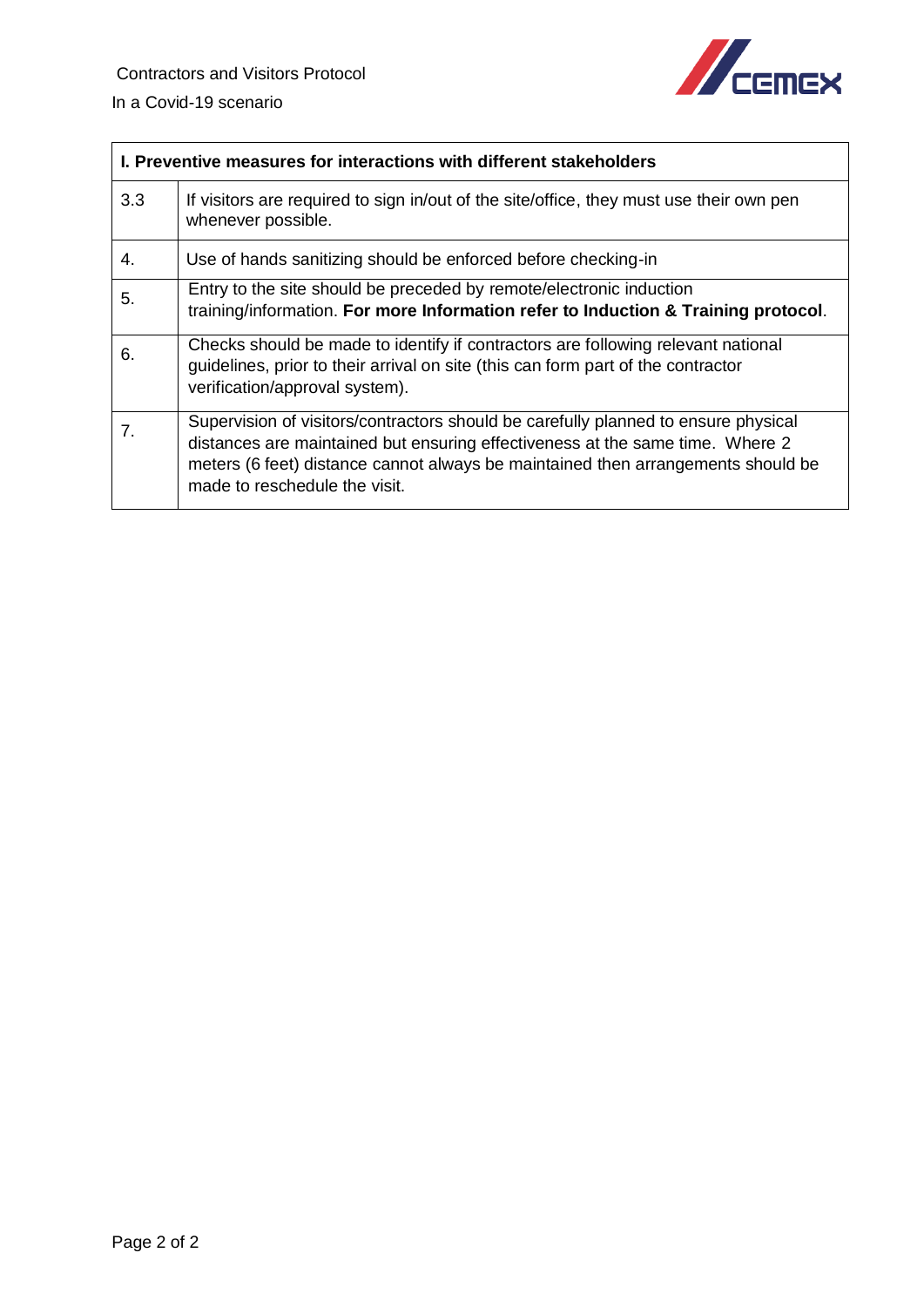| I. Preventive measures for interactions with different stakeholders | |
|---|---|
| 3.3 | If visitors are required to sign in/out of the site/office, they must use their own pen whenever possible. |
| 4. | Use of hands sanitizing should be enforced before checking-in |
| 5. | Entry to the site should be preceded by remote/electronic induction training/information. **For more Information refer to Induction & Training protocol**. |
| 6. | Checks should be made to identify if contractors are following relevant national guidelines, prior to their arrival on site (this can form part of the contractor verification/approval system). |
| 7. | Supervision of visitors/contractors should be carefully planned to ensure physical distances are maintained but ensuring effectiveness at the same time. Where 2 meters (6 feet) distance cannot always be maintained then arrangements should be made to reschedule the visit. |